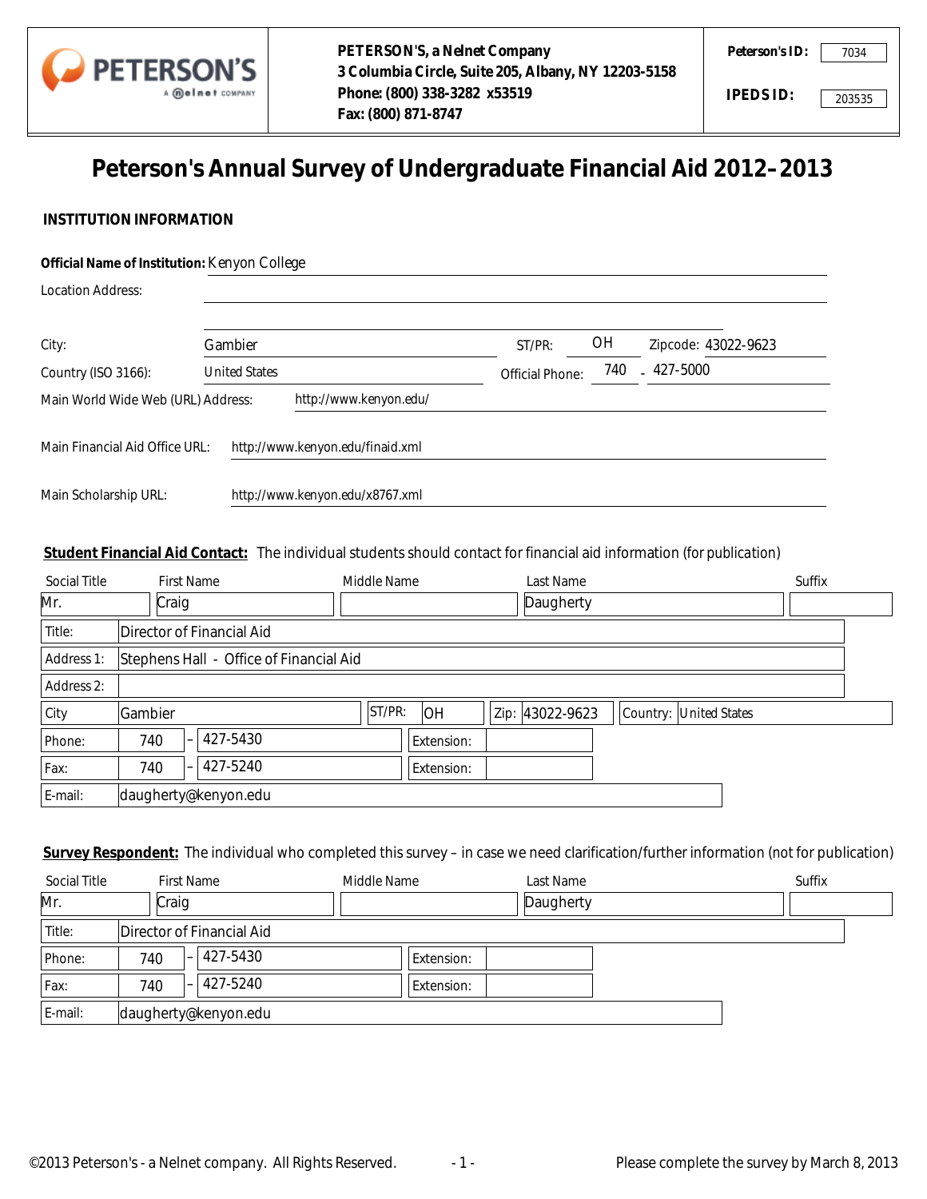**PETERSON'S, a Nelnet Company**
**3 Columbia Circle, Suite 205, Albany, NY 12203-5158**
**Phone: (800) 338-3282 x53519**
**Fax: (800) 871-8747**

**Peterson's ID:** 7034

**IPEDS ID:** 203535

# Peterson's Annual Survey of Undergraduate Financial Aid 2012–2013

## INSTITUTION INFORMATION

**Official Name of Institution:** Kenyon College

Location Address:

City: Gambier ST/PR: OH Zipcode: 43022-9623

Country (ISO 3166): United States Official Phone: 740 - 427-5000

Main World Wide Web (URL) Address: http://www.kenyon.edu/

Main Financial Aid Office URL: http://www.kenyon.edu/finaid.xml

Main Scholarship URL: http://www.kenyon.edu/x8767.xml

**Student Financial Aid Contact:** The individual students should contact for financial aid information (for publication)

| Social Title | First Name | Middle Name | Last Name | Suffix |
|---|---|---|---|---|
| Mr. | Craig | | Daugherty | |

| | |
|---|---|
| Title: | Director of Financial Aid |
| Address 1: | Stephens Hall - Office of Financial Aid |
| Address 2: | |
| City | Gambier ST/PR: OH Zip: 43022-9623 Country: United States |
| Phone: | 740 – 427-5430 Extension: |
| Fax: | 740 – 427-5240 Extension: |
| E-mail: | daugherty@kenyon.edu |

**Survey Respondent:** The individual who completed this survey – in case we need clarification/further information (not for publication)

| Social Title | First Name | Middle Name | Last Name | Suffix |
|---|---|---|---|---|
| Mr. | Craig | | Daugherty | |

| | |
|---|---|
| Title: | Director of Financial Aid |
| Phone: | 740 – 427-5430 Extension: |
| Fax: | 740 – 427-5240 Extension: |
| E-mail: | daugherty@kenyon.edu |

©2013 Peterson's - a Nelnet company. All Rights Reserved. Please complete the survey by March 8, 2013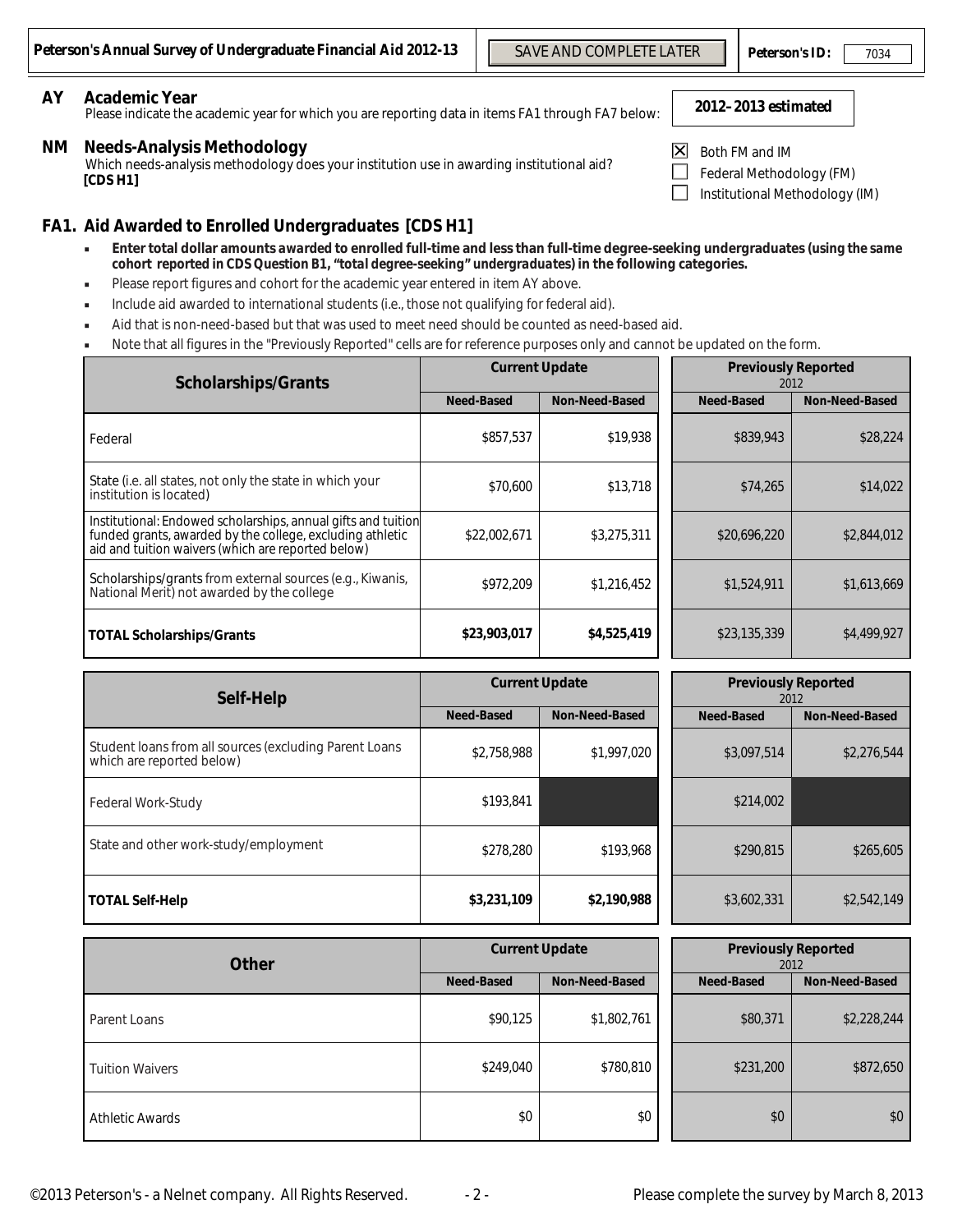**Peterson's Annual Survey of Undergraduate Financial Aid 2012-13** | SAVE AND COMPLETE LATER | **Peterson's ID:** 7034

## AY Academic Year

Please indicate the academic year for which you are reporting data in items FA1 through FA7 below: **2012–2013 estimated**

## NM Needs-Analysis Methodology

Which needs-analysis methodology does your institution use in awarding institutional aid? **[CDS H1]**

- [x] Both FM and IM
- [ ] Federal Methodology (FM)
- [ ] Institutional Methodology (IM)

## FA1. Aid Awarded to Enrolled Undergraduates [CDS H1]

- **Enter total dollar amounts awarded to enrolled full-time and less than full-time degree-seeking undergraduates (using the same cohort reported in CDS Question B1, "total degree-seeking" undergraduates) in the following categories.**
- Please report figures and cohort for the academic year entered in item AY above.
- Include aid awarded to international students (i.e., those not qualifying for federal aid).
- Aid that is non-need-based but that was used to meet need should be counted as need-based aid.
- Note that all figures in the "Previously Reported" cells are for reference purposes only and cannot be updated on the form.

| Scholarships/Grants | Current Update | | Previously Reported 2012 | |
|---|---|---|---|---|
| | Need-Based | Non-Need-Based | Need-Based | Non-Need-Based |
| Federal | $857,537 | $19,938 | $839,943 | $28,224 |
| State (i.e. all states, not only the state in which your institution is located) | $70,600 | $13,718 | $74,265 | $14,022 |
| Institutional: Endowed scholarships, annual gifts and tuition funded grants, awarded by the college, excluding athletic aid and tuition waivers (which are reported below) | $22,002,671 | $3,275,311 | $20,696,220 | $2,844,012 |
| Scholarships/grants from external sources (e.g., Kiwanis, National Merit) not awarded by the college | $972,209 | $1,216,452 | $1,524,911 | $1,613,669 |
| **TOTAL Scholarships/Grants** | **$23,903,017** | **$4,525,419** | $23,135,339 | $4,499,927 |

| Self-Help | Current Update | | Previously Reported 2012 | |
|---|---|---|---|---|
| | Need-Based | Non-Need-Based | Need-Based | Non-Need-Based |
| Student loans from all sources (excluding Parent Loans which are reported below) | $2,758,988 | $1,997,020 | $3,097,514 | $2,276,544 |
| Federal Work-Study | $193,841 | | $214,002 | |
| State and other work-study/employment | $278,280 | $193,968 | $290,815 | $265,605 |
| **TOTAL Self-Help** | **$3,231,109** | **$2,190,988** | $3,602,331 | $2,542,149 |

| Other | Current Update | | Previously Reported 2012 | |
|---|---|---|---|---|
| | Need-Based | Non-Need-Based | Need-Based | Non-Need-Based |
| Parent Loans | $90,125 | $1,802,761 | $80,371 | $2,228,244 |
| Tuition Waivers | $249,040 | $780,810 | $231,200 | $872,650 |
| Athletic Awards | $0 | $0 | $0 | $0 |

©2013 Peterson's - a Nelnet company. All Rights Reserved. Please complete the survey by March 8, 2013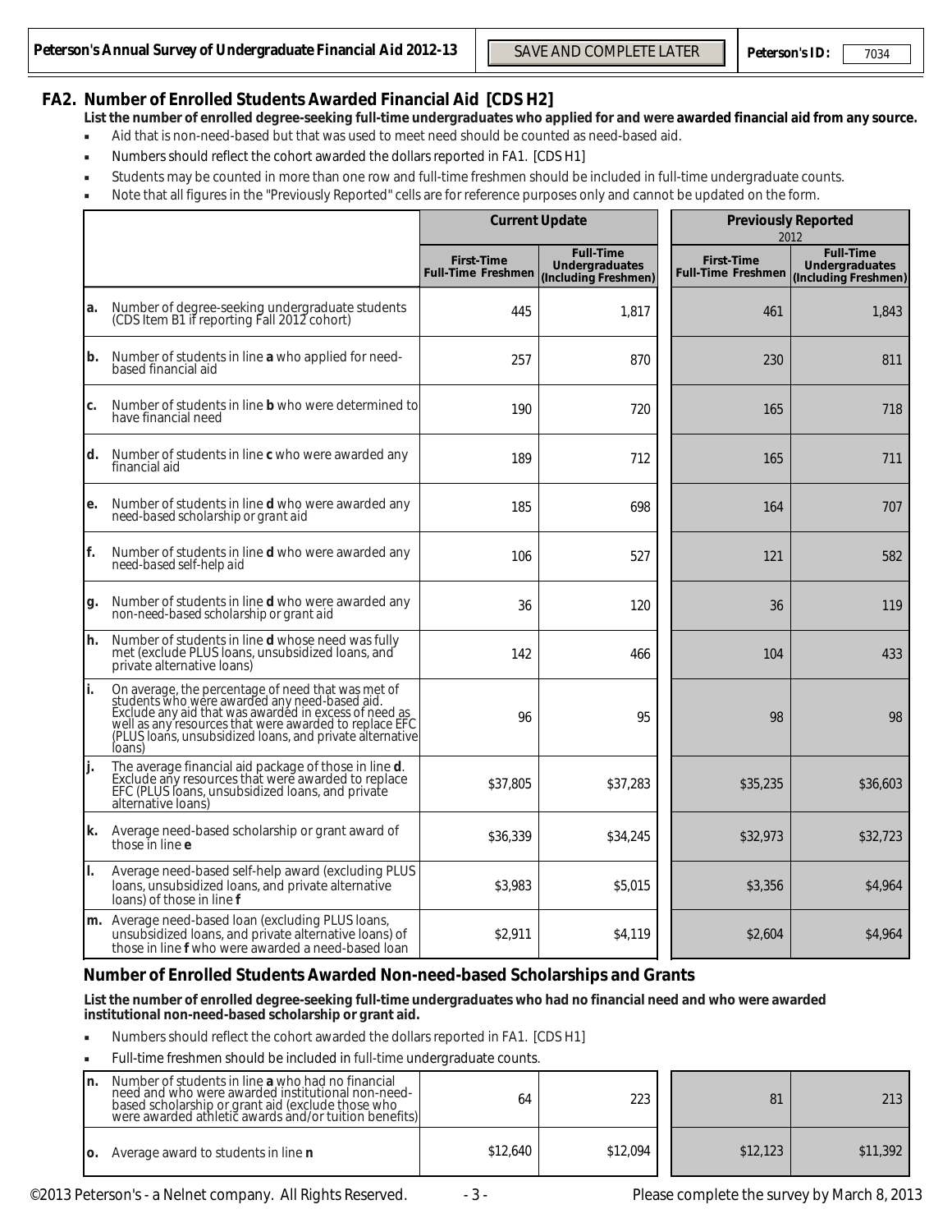## FA2. Number of Enrolled Students Awarded Financial Aid [CDS H2]

**List the number of enrolled degree-seeking full-time undergraduates who applied for and were awarded financial aid from any source.**

- Aid that is non-need-based but that was used to meet need should be counted as need-based aid.
- Numbers should reflect the cohort awarded the dollars reported in FA1. [CDS H1]
- Students may be counted in more than one row and full-time freshmen should be included in full-time undergraduate counts.
- Note that all figures in the "Previously Reported" cells are for reference purposes only and cannot be updated on the form.

| | | Current Update | | Previously Reported 2012 | |
|---|---|---|---|---|---|
| | | First-Time Full-Time Freshmen | Full-Time Undergraduates (Including Freshmen) | First-Time Full-Time Freshmen | Full-Time Undergraduates (Including Freshmen) |
| a. | Number of degree-seeking undergraduate students (CDS Item B1 if reporting Fall 2012 cohort) | 445 | 1,817 | 461 | 1,843 |
| b. | Number of students in line **a** who applied for need-based financial aid | 257 | 870 | 230 | 811 |
| c. | Number of students in line **b** who were determined to have financial need | 190 | 720 | 165 | 718 |
| d. | Number of students in line **c** who were awarded any financial aid | 189 | 712 | 165 | 711 |
| e. | Number of students in line **d** who were awarded any need-based scholarship or grant aid | 185 | 698 | 164 | 707 |
| f. | Number of students in line **d** who were awarded any need-based self-help aid | 106 | 527 | 121 | 582 |
| g. | Number of students in line **d** who were awarded any non-need-based scholarship or grant aid | 36 | 120 | 36 | 119 |
| h. | Number of students in line **d** whose need was fully met (exclude PLUS loans, unsubsidized loans, and private alternative loans) | 142 | 466 | 104 | 433 |
| i. | On average, the percentage of need that was met of students who were awarded any need-based aid. Exclude any aid that was awarded in excess of need as well as any resources that were awarded to replace EFC (PLUS loans, unsubsidized loans, and private alternative loans) | 96 | 95 | 98 | 98 |
| j. | The average financial aid package of those in line **d**. Exclude any resources that were awarded to replace EFC (PLUS loans, unsubsidized loans, and private alternative loans) | $37,805 | $37,283 | $35,235 | $36,603 |
| k. | Average need-based scholarship or grant award of those in line **e** | $36,339 | $34,245 | $32,973 | $32,723 |
| l. | Average need-based self-help award (excluding PLUS loans, unsubsidized loans, and private alternative loans) of those in line **f** | $3,983 | $5,015 | $3,356 | $4,964 |
| m. | Average need-based loan (excluding PLUS loans, unsubsidized loans, and private alternative loans) of those in line **f** who were awarded a need-based loan | $2,911 | $4,119 | $2,604 | $4,964 |

### Number of Enrolled Students Awarded Non-need-based Scholarships and Grants

**List the number of enrolled degree-seeking full-time undergraduates who had no financial need and who were awarded institutional non-need-based scholarship or grant aid.**

- Numbers should reflect the cohort awarded the dollars reported in FA1. [CDS H1]
- Full-time freshmen should be included in full-time undergraduate counts.

| | | First-Time Full-Time Freshmen | Full-Time Undergraduates (Including Freshmen) | First-Time Full-Time Freshmen | Full-Time Undergraduates (Including Freshmen) |
|---|---|---|---|---|---|
| n. | Number of students in line **a** who had no financial need and who were awarded institutional non-need-based scholarship or grant aid (exclude those who were awarded athletic awards and/or tuition benefits) | 64 | 223 | 81 | 213 |
| o. | Average award to students in line **n** | $12,640 | $12,094 | $12,123 | $11,392 |

Please complete the survey by March 8, 2013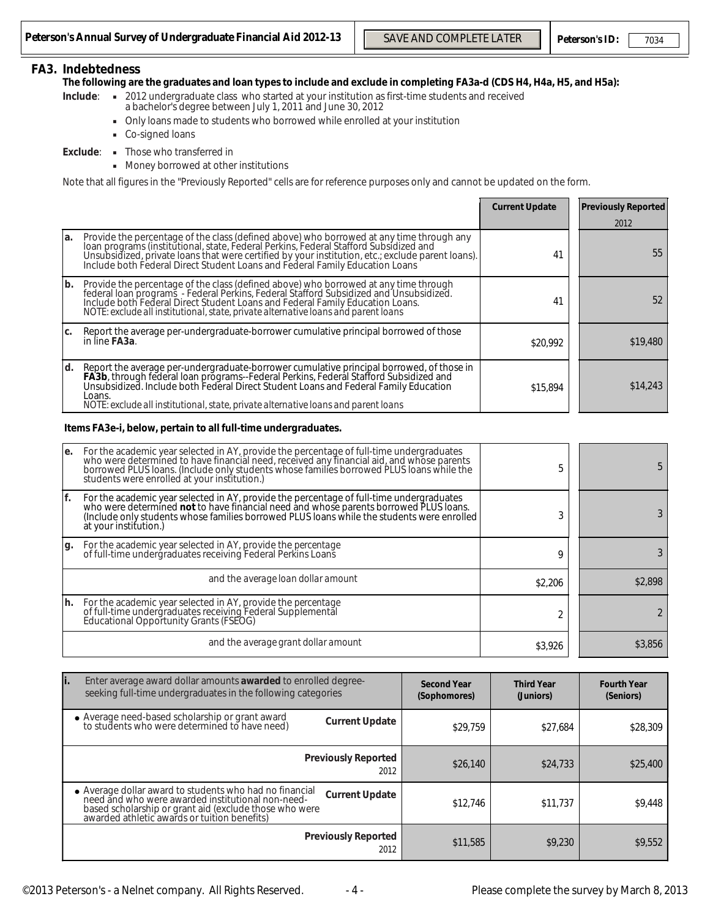## FA3. Indebtedness

**The following are the graduates and loan types to include and exclude in completing FA3a-d (CDS H4, H4a, H5, and H5a):**

**Include**:
- 2012 undergraduate class who started at your institution as first-time students and received a bachelor's degree between July 1, 2011 and June 30, 2012
- Only loans made to students who borrowed while enrolled at your institution
- Co-signed loans

**Exclude**:
- Those who transferred in
- Money borrowed at other institutions

Note that all figures in the "Previously Reported" cells are for reference purposes only and cannot be updated on the form.

| | | Current Update | Previously Reported 2012 |
|---|---|---|---|
| a. | Provide the percentage of the class (defined above) who borrowed at any time through any loan programs (institutional, state, Federal Perkins, Federal Stafford Subsidized and Unsubsidized, private loans that were certified by your institution, etc.; exclude parent loans). Include both Federal Direct Student Loans and Federal Family Education Loans | 41 | 55 |
| b. | Provide the percentage of the class (defined above) who borrowed at any time through federal loan programs - Federal Perkins, Federal Stafford Subsidized and Unsubsidized. Include both Federal Direct Student Loans and Federal Family Education Loans. *NOTE: exclude all institutional, state, private alternative loans and parent loans* | 41 | 52 |
| c. | Report the average per-undergraduate-borrower cumulative principal borrowed of those in line **FA3a**. | $20,992 | $19,480 |
| d. | Report the average per-undergraduate-borrower cumulative principal borrowed, of those in **FA3b**, through federal loan programs--Federal Perkins, Federal Stafford Subsidized and Unsubsidized. Include both Federal Direct Student Loans and Federal Family Education Loans. *NOTE: exclude all institutional, state, private alternative loans and parent loans* | $15,894 | $14,243 |

**Items FA3e-i, below, pertain to all full-time undergraduates.**

| | | Current Update | Previously Reported |
|---|---|---|---|
| e. | For the academic year selected in AY, provide the percentage of full-time undergraduates who were determined to have financial need, received any financial aid, and whose parents borrowed PLUS loans. (Include only students whose families borrowed PLUS loans while the students were enrolled at your institution.) | 5 | 5 |
| f. | For the academic year selected in AY, provide the percentage of full-time undergraduates who were determined **not** to have financial need and whose parents borrowed PLUS loans. (Include only students whose families borrowed PLUS loans while the students were enrolled at your institution.) | 3 | 3 |
| g. | For the academic year selected in AY, provide the percentage of full-time undergraduates receiving Federal Perkins Loans | 9 | 3 |
| | and the average loan dollar amount | $2,206 | $2,898 |
| h. | For the academic year selected in AY, provide the percentage of full-time undergraduates receiving Federal Supplemental Educational Opportunity Grants (FSEOG) | 2 | 2 |
| | and the average grant dollar amount | $3,926 | $3,856 |

| i. Enter average award dollar amounts **awarded** to enrolled degree-seeking full-time undergraduates in the following categories | | Second Year (Sophomores) | Third Year (Juniors) | Fourth Year (Seniors) |
|---|---|---|---|---|
| • Average need-based scholarship or grant award to students who were determined to have need) | Current Update | $29,759 | $27,684 | $28,309 |
| | Previously Reported 2012 | $26,140 | $24,733 | $25,400 |
| • Average dollar award to students who had no financial need and who were awarded institutional non-need-based scholarship or grant aid (exclude those who were awarded athletic awards or tuition benefits) | Current Update | $12,746 | $11,737 | $9,448 |
| | Previously Reported 2012 | $11,585 | $9,230 | $9,552 |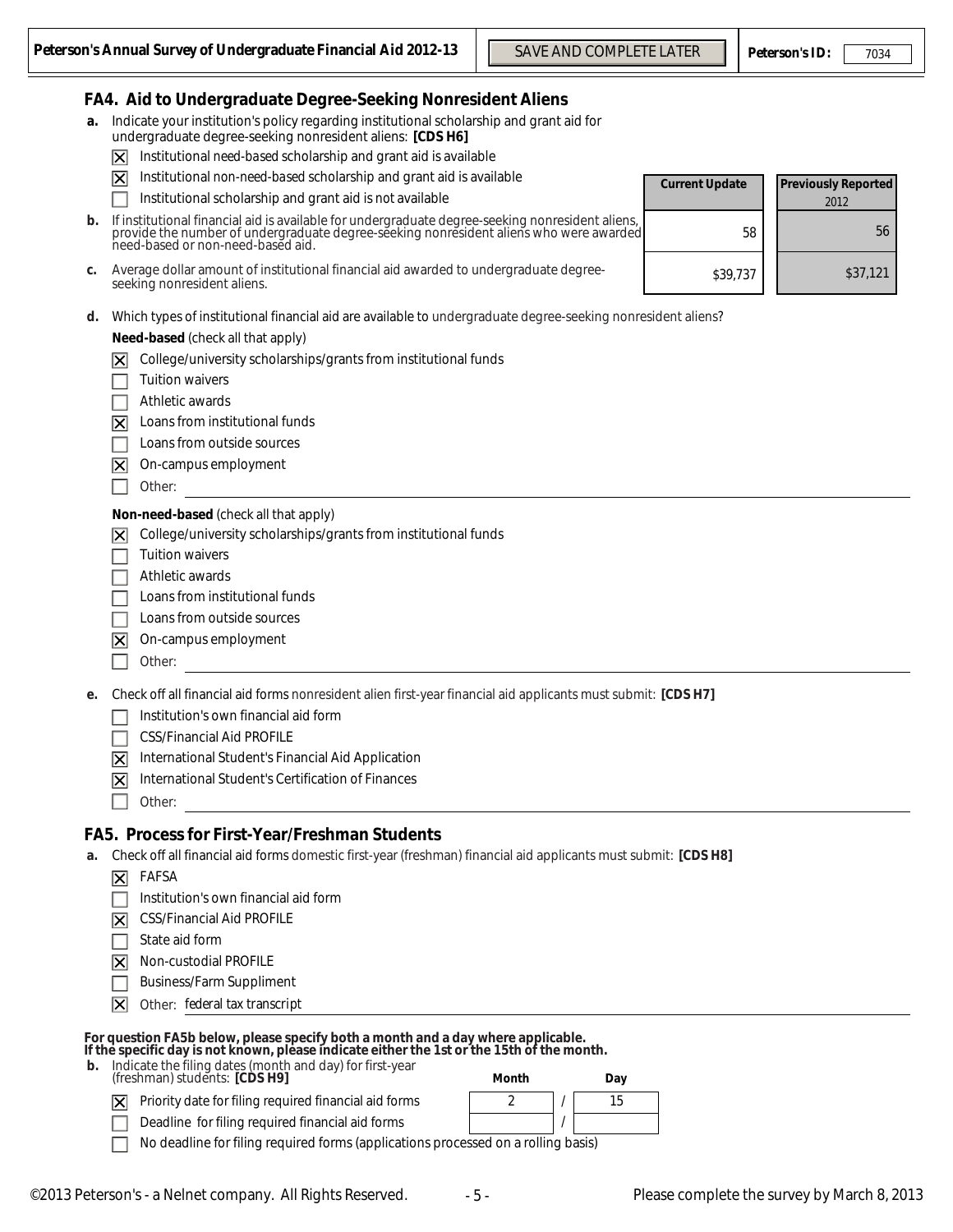## FA4. Aid to Undergraduate Degree-Seeking Nonresident Aliens

**a.** Indicate your institution's policy regarding institutional scholarship and grant aid for undergraduate degree-seeking nonresident aliens: **[CDS H6]**

- [x] Institutional need-based scholarship and grant aid is available
- [x] Institutional non-need-based scholarship and grant aid is available
- [ ] Institutional scholarship and grant aid is not available

| | Current Update | Previously Reported 2012 |
|---|---|---|
| **b.** If institutional financial aid is available for undergraduate degree-seeking nonresident aliens, provide the number of undergraduate degree-seeking nonresident aliens who were awarded need-based or non-need-based aid. | 58 | 56 |
| **c.** Average dollar amount of institutional financial aid awarded to undergraduate degree-seeking nonresident aliens. | $39,737 | $37,121 |

**d.** Which types of institutional financial aid are available to undergraduate degree-seeking nonresident aliens?

**Need-based** (check all that apply)

- [x] College/university scholarships/grants from institutional funds
- [ ] Tuition waivers
- [ ] Athletic awards
- [x] Loans from institutional funds
- [ ] Loans from outside sources
- [x] On-campus employment
- [ ] Other:

**Non-need-based** (check all that apply)

- [x] College/university scholarships/grants from institutional funds
- [ ] Tuition waivers
- [ ] Athletic awards
- [ ] Loans from institutional funds
- [ ] Loans from outside sources
- [x] On-campus employment
- [ ] Other:

**e.** Check off all financial aid forms nonresident alien first-year financial aid applicants must submit: **[CDS H7]**

- [ ] Institution's own financial aid form
- [ ] CSS/Financial Aid PROFILE
- [x] International Student's Financial Aid Application
- [x] International Student's Certification of Finances
- [ ] Other:

## FA5. Process for First-Year/Freshman Students

**a.** Check off all financial aid forms domestic first-year (freshman) financial aid applicants must submit: **[CDS H8]**

- [x] FAFSA
- [ ] Institution's own financial aid form
- [x] CSS/Financial Aid PROFILE
- [ ] State aid form
- [x] Non-custodial PROFILE
- [ ] Business/Farm Suppliment
- [x] Other: federal tax transcript

**For question FA5b below, please specify both a month and a day where applicable. If the specific day is not known, please indicate either the 1st or the 15th of the month.**

**b.** Indicate the filing dates (month and day) for first-year (freshman) students: **[CDS H9]**

| | Month | Day |
|---|---|---|
| [x] Priority date for filing required financial aid forms | 2 | 15 |
| [ ] Deadline for filing required financial aid forms | | |

- [ ] No deadline for filing required forms (applications processed on a rolling basis)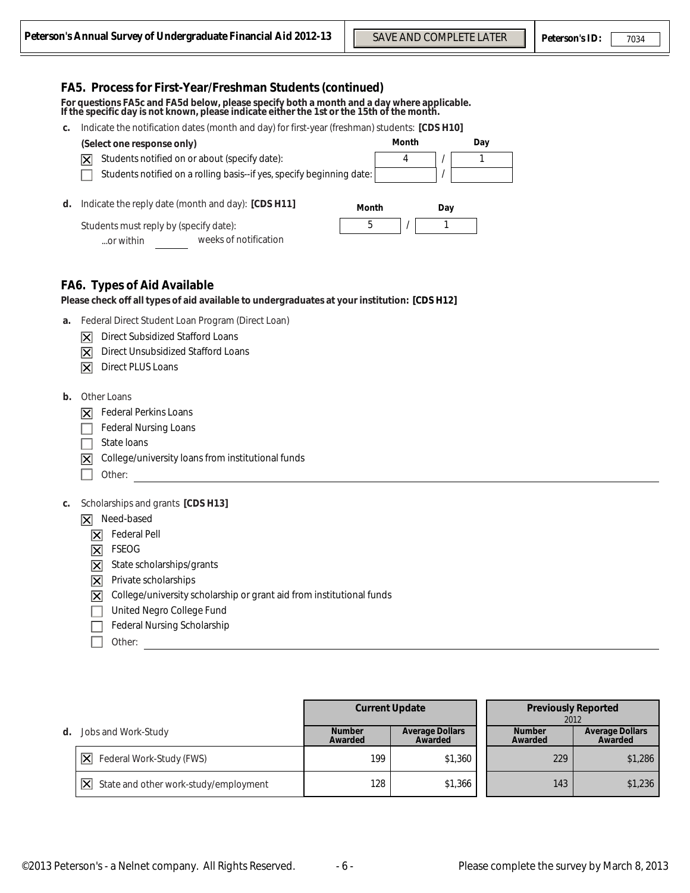## FA5. Process for First-Year/Freshman Students (continued)

**For questions FA5c and FA5d below, please specify both a month and a day where applicable. If the specific day is not known, please indicate either the 1st or the 15th of the month.**

**c.** Indicate the notification dates (month and day) for first-year (freshman) students: **[CDS H10]**

**(Select one response only)**

| | | Month | Day |
|---|---|---|---|
| ☒ | Students notified on or about (specify date): | 4 | 1 |
| ☐ | Students notified on a rolling basis--if yes, specify beginning date: | | |

**d.** Indicate the reply date (month and day): **[CDS H11]**

| | Month | Day |
|---|---|---|
| Students must reply by (specify date): | 5 | 1 |

...or within ______ weeks of notification

## FA6. Types of Aid Available

**Please check off all types of aid available to undergraduates at your institution: [CDS H12]**

**a.** Federal Direct Student Loan Program (Direct Loan)

- ☒ Direct Subsidized Stafford Loans
- ☒ Direct Unsubsidized Stafford Loans
- ☒ Direct PLUS Loans

**b.** Other Loans

- ☒ Federal Perkins Loans
- ☐ Federal Nursing Loans
- ☐ State loans
- ☒ College/university loans from institutional funds
- ☐ Other:

**c.** Scholarships and grants **[CDS H13]**

- ☒ Need-based
  - ☒ Federal Pell
  - ☒ FSEOG
  - ☒ State scholarships/grants
  - ☒ Private scholarships
  - ☒ College/university scholarship or grant aid from institutional funds
  - ☐ United Negro College Fund
  - ☐ Federal Nursing Scholarship
  - ☐ Other:

**d.** Jobs and Work-Study

| | Current Update | | Previously Reported 2012 | |
|---|---|---|---|---|
| | Number Awarded | Average Dollars Awarded | Number Awarded | Average Dollars Awarded |
| ☒ Federal Work-Study (FWS) | 199 | $1,360 | 229 | $1,286 |
| ☒ State and other work-study/employment | 128 | $1,366 | 143 | $1,236 |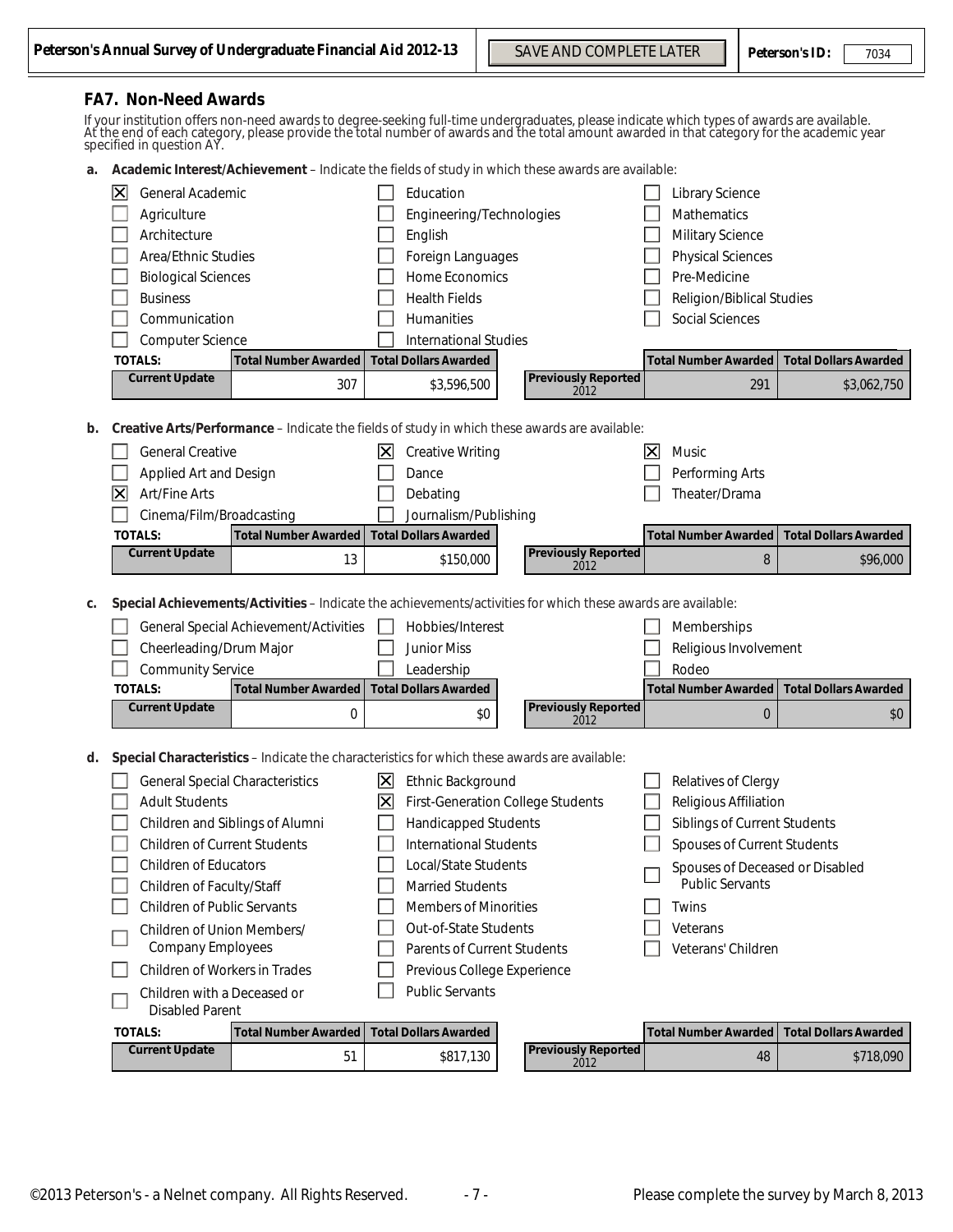## FA7. Non-Need Awards

If your institution offers non-need awards to degree-seeking full-time undergraduates, please indicate which types of awards are available. At the end of each category, please provide the total number of awards and the total amount awarded in that category for the academic year specified in question AY.

**a. Academic Interest/Achievement** – Indicate the fields of study in which these awards are available:

- [x] General Academic
- [ ] Agriculture
- [ ] Architecture
- [ ] Area/Ethnic Studies
- [ ] Biological Sciences
- [ ] Business
- [ ] Communication
- [ ] Computer Science
- [ ] Education
- [ ] Engineering/Technologies
- [ ] English
- [ ] Foreign Languages
- [ ] Home Economics
- [ ] Health Fields
- [ ] Humanities
- [ ] International Studies
- [ ] Library Science
- [ ] Mathematics
- [ ] Military Science
- [ ] Physical Sciences
- [ ] Pre-Medicine
- [ ] Religion/Biblical Studies
- [ ] Social Sciences

| TOTALS: | Total Number Awarded | Total Dollars Awarded | | Total Number Awarded | Total Dollars Awarded |
|---|---|---|---|---|---|
| Current Update | 307 | $3,596,500 | Previously Reported 2012 | 291 | $3,062,750 |

**b. Creative Arts/Performance** – Indicate the fields of study in which these awards are available:

- [ ] General Creative
- [ ] Applied Art and Design
- [x] Art/Fine Arts
- [ ] Cinema/Film/Broadcasting
- [x] Creative Writing
- [ ] Dance
- [ ] Debating
- [ ] Journalism/Publishing
- [x] Music
- [ ] Performing Arts
- [ ] Theater/Drama

| TOTALS: | Total Number Awarded | Total Dollars Awarded | | Total Number Awarded | Total Dollars Awarded |
|---|---|---|---|---|---|
| Current Update | 13 | $150,000 | Previously Reported 2012 | 8 | $96,000 |

**c. Special Achievements/Activities** – Indicate the achievements/activities for which these awards are available:

- [ ] General Special Achievement/Activities
- [ ] Cheerleading/Drum Major
- [ ] Community Service
- [ ] Hobbies/Interest
- [ ] Junior Miss
- [ ] Leadership
- [ ] Memberships
- [ ] Religious Involvement
- [ ] Rodeo

| TOTALS: | Total Number Awarded | Total Dollars Awarded | | Total Number Awarded | Total Dollars Awarded |
|---|---|---|---|---|---|
| Current Update | 0 | $0 | Previously Reported 2012 | 0 | $0 |

**d. Special Characteristics** – Indicate the characteristics for which these awards are available:

- [ ] General Special Characteristics
- [ ] Adult Students
- [ ] Children and Siblings of Alumni
- [ ] Children of Current Students
- [ ] Children of Educators
- [ ] Children of Faculty/Staff
- [ ] Children of Public Servants
- [ ] Children of Union Members/ Company Employees
- [ ] Children of Workers in Trades
- [ ] Children with a Deceased or Disabled Parent
- [x] Ethnic Background
- [x] First-Generation College Students
- [ ] Handicapped Students
- [ ] International Students
- [ ] Local/State Students
- [ ] Married Students
- [ ] Members of Minorities
- [ ] Out-of-State Students
- [ ] Parents of Current Students
- [ ] Previous College Experience
- [ ] Public Servants
- [ ] Relatives of Clergy
- [ ] Religious Affiliation
- [ ] Siblings of Current Students
- [ ] Spouses of Current Students
- [ ] Spouses of Deceased or Disabled Public Servants
- [ ] Twins
- [ ] Veterans
- [ ] Veterans' Children

| TOTALS: | Total Number Awarded | Total Dollars Awarded | | Total Number Awarded | Total Dollars Awarded |
|---|---|---|---|---|---|
| Current Update | 51 | $817,130 | Previously Reported 2012 | 48 | $718,090 |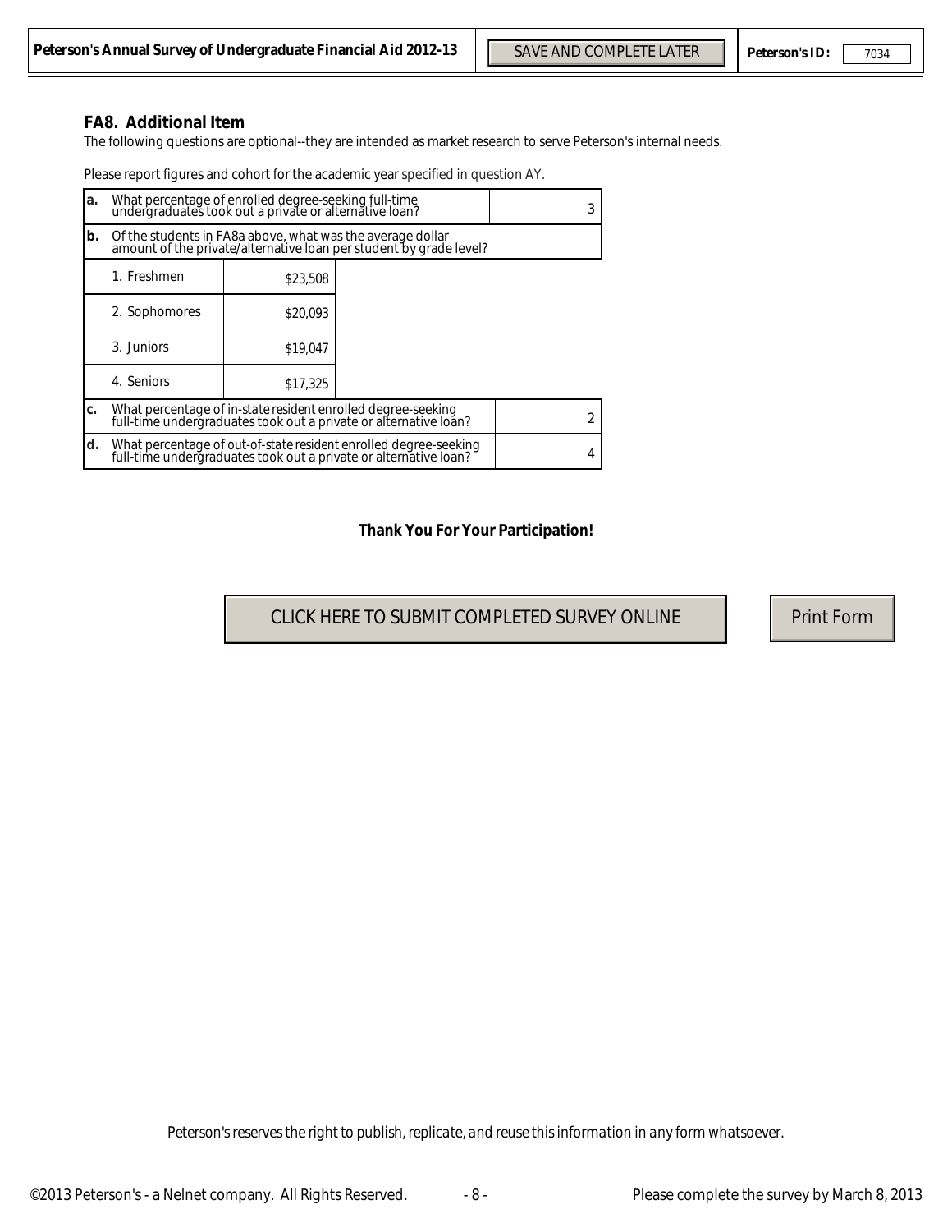Peterson's Annual Survey of Undergraduate Financial Aid 2012-13

SAVE AND COMPLETE LATER

Peterson's ID: 7034

### FA8. Additional Item

The following questions are optional--they are intended as market research to serve Peterson's internal needs.

Please report figures and cohort for the academic year specified in question AY.

| | | |
|---|---|---|
| **a.** | What percentage of enrolled degree-seeking full-time undergraduates took out a private or alternative loan? | 3 |
| **b.** | Of the students in FA8a above, what was the average dollar amount of the private/alternative loan per student by grade level? | |
| | 1. Freshmen | $23,508 |
| | 2. Sophomores | $20,093 |
| | 3. Juniors | $19,047 |
| | 4. Seniors | $17,325 |
| **c.** | What percentage of in-state resident enrolled degree-seeking full-time undergraduates took out a private or alternative loan? | 2 |
| **d.** | What percentage of out-of-state resident enrolled degree-seeking full-time undergraduates took out a private or alternative loan? | 4 |

**Thank You For Your Participation!**

CLICK HERE TO SUBMIT COMPLETED SURVEY ONLINE

Print Form

*Peterson's reserves the right to publish, replicate, and reuse this information in any form whatsoever.*

©2013 Peterson's - a Nelnet company. All Rights Reserved.

Please complete the survey by March 8, 2013